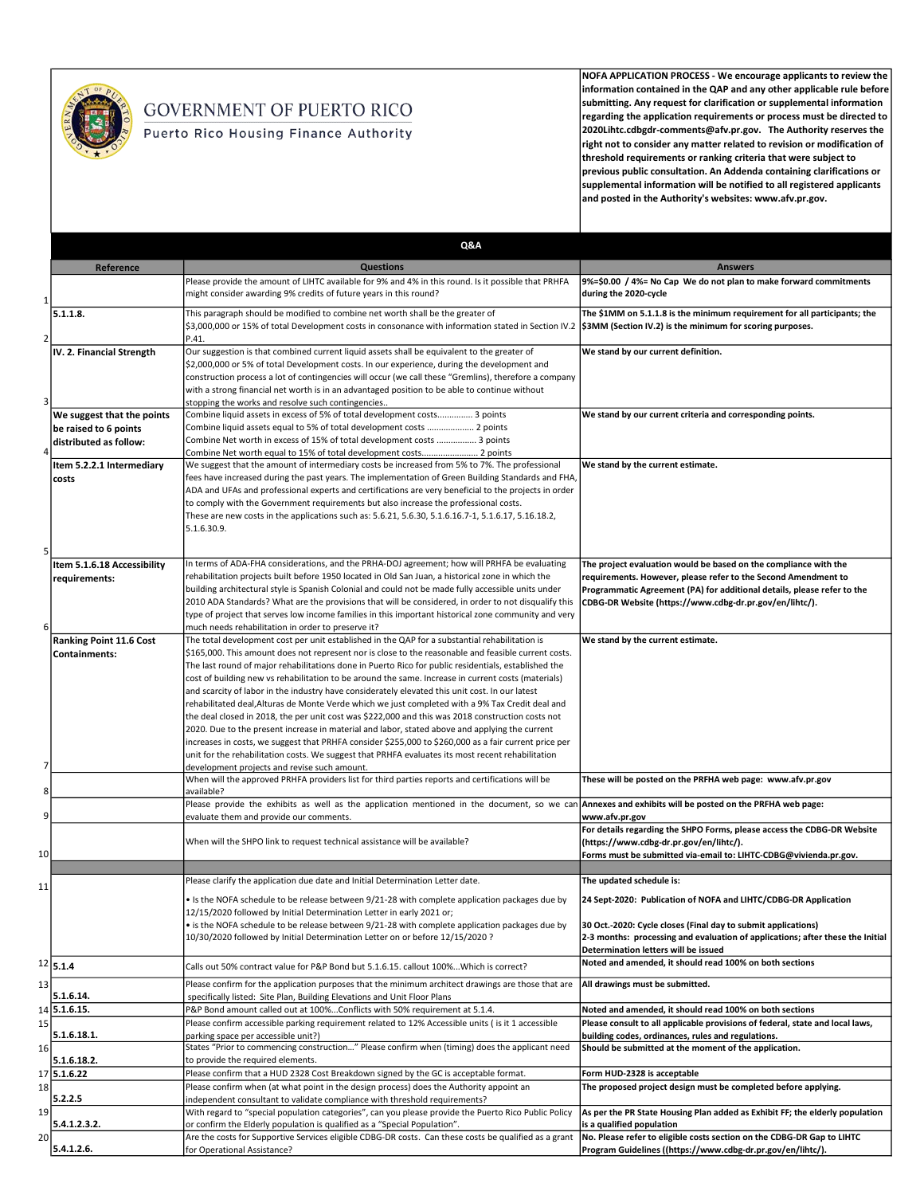GOVERNMENT OF PUERTO RICO

Puerto Rico Housing Finance Authority

**NOFA APPLICATION PROCESS - We encourage applicants to review the information contained in the QAP and any other applicable rule before submitting. Any request for clarification or supplemental information regarding the application requirements or process must be directed to 2020Lihtc.cdbgdr-comments@afv.pr.gov. The Authority reserves the right not to consider any matter related to revision or modification of threshold requirements or ranking criteria that were subject to previous public consultation. An Addenda containing clarifications or supplemental information will be notified to all registered applicants and posted in the Authority's websites: www.afv.pr.gov.**

## Q&A

| # | Reference | Questions | Answers |
|---|---|---|---|
| 1 | | Please provide the amount of LIHTC available for 9% and 4% in this round. Is it possible that PRHFA might consider awarding 9% credits of future years in this round? | **9%=$0.00 / 4%= No Cap We do not plan to make forward commitments during the 2020-cycle** |
| 2 | **5.1.1.8.** | This paragraph should be modified to combine net worth shall be the greater of $3,000,000 or 15% of total Development costs in consonance with information stated in Section IV.2 P.41. | **The $1MM on 5.1.1.8 is the minimum requirement for all participants; the $3MM (Section IV.2) is the minimum for scoring purposes.** |
| 3 | **IV. 2. Financial Strength** | Our suggestion is that combined current liquid assets shall be equivalent to the greater of $2,000,000 or 5% of total Development costs. In our experience, during the development and construction process a lot of contingencies will occur (we call these "Gremlins), therefore a company with a strong financial net worth is in an advantaged position to be able to continue without stopping the works and resolve such contingencies.. | **We stand by our current definition.** |
| 4 | **We suggest that the points be raised to 6 points distributed as follow:** | Combine liquid assets in excess of 5% of total development costs............... 3 points<br>Combine liquid assets equal to 5% of total development costs .................... 2 points<br>Combine Net worth in excess of 15% of total development costs ................. 3 points<br>Combine Net worth equal to 15% of total development costs........................ 2 points | **We stand by our current criteria and corresponding points.** |
| 5 | **Item 5.2.2.1 Intermediary costs** | We suggest that the amount of intermediary costs be increased from 5% to 7%. The professional fees have increased during the past years. The implementation of Green Building Standards and FHA, ADA and UFAs and professional experts and certifications are very beneficial to the projects in order to comply with the Government requirements but also increase the professional costs. These are new costs in the applications such as: 5.6.21, 5.6.30, 5.1.6.16.7-1, 5.1.6.17, 5.16.18.2, 5.1.6.30.9. | **We stand by the current estimate.** |
| 6 | **Item 5.1.6.18 Accessibility requirements:** | In terms of ADA-FHA considerations, and the PRHA-DOJ agreement; how will PRHFA be evaluating rehabilitation projects built before 1950 located in Old San Juan, a historical zone in which the building architectural style is Spanish Colonial and could not be made fully accessible units under 2010 ADA Standards? What are the provisions that will be considered, in order to not disqualify this type of project that serves low income families in this important historical zone community and very much needs rehabilitation in order to preserve it? | **The project evaluation would be based on the compliance with the requirements. However, please refer to the Second Amendment to Programmatic Agreement (PA) for additional details, please refer to the CDBG-DR Website (https://www.cdbg-dr.pr.gov/en/lihtc/).** |
| 7 | **Ranking Point 11.6 Cost Containments:** | The total development cost per unit established in the QAP for a substantial rehabilitation is $165,000. This amount does not represent nor is close to the reasonable and feasible current costs. The last round of major rehabilitations done in Puerto Rico for public residentials, established the cost of building new vs rehabilitation to be around the same. Increase in current costs (materials) and scarcity of labor in the industry have considerately elevated this unit cost. In our latest rehabilitated deal,Alturas de Monte Verde which we just completed with a 9% Tax Credit deal and the deal closed in 2018, the per unit cost was $222,000 and this was 2018 construction costs not 2020. Due to the present increase in material and labor, stated above and applying the current increases in costs, we suggest that PRHFA consider $255,000 to $260,000 as a fair current price per unit for the rehabilitation costs. We suggest that PRHFA evaluates its most recent rehabilitation development projects and revise such amount. | **We stand by the current estimate.** |
| 8 | | When will the approved PRHFA providers list for third parties reports and certifications will be available? | **These will be posted on the PRFHA web page: www.afv.pr.gov** |
| 9 | | Please provide the exhibits as well as the application mentioned in the document, so we can evaluate them and provide our comments. | **Annexes and exhibits will be posted on the PRFHA web page: www.afv.pr.gov** |
| 10 | | When will the SHPO link to request technical assistance will be available? | **For details regarding the SHPO Forms, please access the CDBG-DR Website (https://www.cdbg-dr.pr.gov/en/lihtc/). Forms must be submitted via-email to: LIHTC-CDBG@vivienda.pr.gov.** |
| 11 | | Please clarify the application due date and Initial Determination Letter date.<br>• Is the NOFA schedule to be release between 9/21-28 with complete application packages due by 12/15/2020 followed by Initial Determination Letter in early 2021 or;<br>• is the NOFA schedule to be release between 9/21-28 with complete application packages due by 10/30/2020 followed by Initial Determination Letter on or before 12/15/2020 ? | **The updated schedule is:<br>24 Sept-2020: Publication of NOFA and LIHTC/CDBG-DR Application<br>30 Oct.-2020: Cycle closes (Final day to submit applications)<br>2-3 months: processing and evaluation of applications; after these the Initial Determination letters will be issued** |
| 12 | **5.1.4** | Calls out 50% contract value for P&P Bond but 5.1.6.15. callout 100%...Which is correct? | **Noted and amended, it should read 100% on both sections** |
| 13 | **5.1.6.14.** | Please confirm for the application purposes that the minimum architect drawings are those that are specifically listed: Site Plan, Building Elevations and Unit Floor Plans | **All drawings must be submitted.** |
| 14 | **5.1.6.15.** | P&P Bond amount called out at 100%...Conflicts with 50% requirement at 5.1.4. | **Noted and amended, it should read 100% on both sections** |
| 15 | **5.1.6.18.1.** | Please confirm accessible parking requirement related to 12% Accessible units ( is it 1 accessible parking space per accessible unit?) | **Please consult to all applicable provisions of federal, state and local laws, building codes, ordinances, rules and regulations.** |
| 16 | **5.1.6.18.2.** | States "Prior to commencing construction…" Please confirm when (timing) does the applicant need to provide the required elements. | **Should be submitted at the moment of the application.** |
| 17 | **5.1.6.22** | Please confirm that a HUD 2328 Cost Breakdown signed by the GC is acceptable format. | **Form HUD-2328 is acceptable** |
| 18 | **5.2.2.5** | Please confirm when (at what point in the design process) does the Authority appoint an independent consultant to validate compliance with threshold requirements? | **The proposed project design must be completed before applying.** |
| 19 | **5.4.1.2.3.2.** | With regard to "special population categories", can you please provide the Puerto Rico Public Policy or confirm the Elderly population is qualified as a "Special Population". | **As per the PR State Housing Plan added as Exhibit FF; the elderly population is a qualified population** |
| 20 | **5.4.1.2.6.** | Are the costs for Supportive Services eligible CDBG-DR costs. Can these costs be qualified as a grant for Operational Assistance? | **No. Please refer to eligible costs section on the CDBG-DR Gap to LIHTC Program Guidelines ((https://www.cdbg-dr.pr.gov/en/lihtc/).** |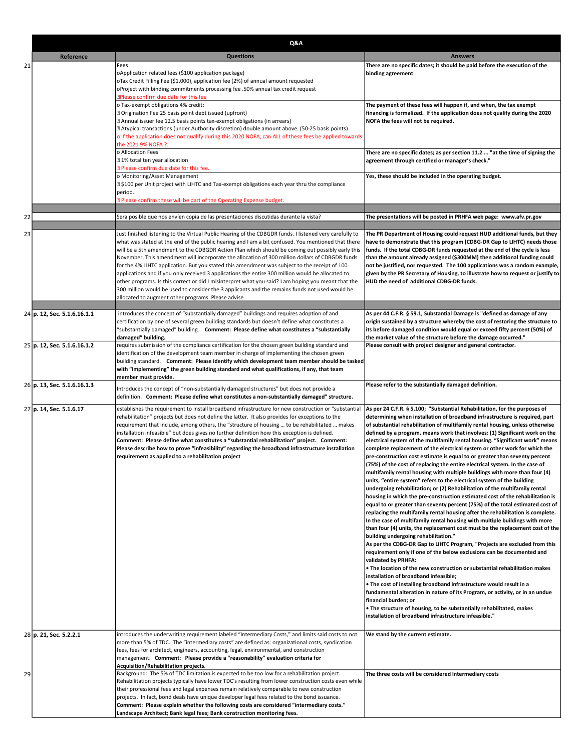| | Q&A | | |
|---|---|---|---|
| | **Reference** | **Questions** | **Answers** |
| 21 | | **Fees**<br>oApplication related fees ($100 application package)<br>oTax Credit Filling Fee ($1,000), application fee (2%) of annual amount requested<br>oProject with binding commitments processing fee .50% annual tax credit request<br>Please confirm due date for this fee | **There are no specific dates; it should be paid before the execution of the binding agreement** |
| | | o Tax-exempt obligations 4% credit:<br>Origination Fee 25 basis point debt issued (upfront)<br>Annual issuer fee 12.5 basis points tax-exempt obligations (in arrears)<br>Atypical transactions (under Authority discretion) double amount above. (50-25 basis points)<br>o If the application does not qualify during this 2020 NOFA, can ALL of these fees be applied towards the 2021 9% NOFA ?. | **The payment of these fees will happen if, and when, the tax exempt financing is formalized. If the application does not qualify during the 2020 NOFA the fees will not be required.** |
| | | o Allocation Fees<br>1% total ten year allocation<br>Please confirm due date for this fee. | **There are no specific dates; as per section 11.2 ... "at the time of signing the agreement through certified or manager's check."** |
| | | o Monitoring/Asset Management<br>$100 per Unit project with LIHTC and Tax-exempt obligations each year thru the compliance period.<br>Please confirm these will be part of the Operating Expense budget. | **Yes, these should be included in the operating budget.** |
| 22 | | Sera posible que nos envíen copia de las presentaciones discutidas durante la vista? | **The presentations will be posted in PRHFA web page: www.afv.pr.gov** |
| 23 | | Just finished listening to the Virtual Public Hearing of the CDBGDR funds. I listened very carefully to what was stated at the end of the public hearing and I am a bit confused. You mentioned that there will be a 5th amendment to the CDBGDR Action Plan which should be coming out possibly early this November. This amendment will incorporate the allocation of 300 million dollars of CDBGDR funds for the 4% LIHTC application. But you stated this amendment was subject to the receipt of 100 applications and if you only received 3 applications the entire 300 million would be allocated to other programs. Is this correct or did I misinterpret what you said? I am hoping you meant that the 300 million would be used to consider the 3 applicants and the remains funds not used would be allocated to augment other programs. Please advise. | **The PR Department of Housing could request HUD additional funds, but they have to demonstrate that this program (CDBG-DR Gap to LIHTC) needs those funds. If the total CDBG-DR funds requested at the end of the cycle is less than the amount already assigned ($300MM) then additional funding could not be justified, nor requested. The 100 applications was a random example, given by the PR Secretary of Housing, to illustrate how to request or justify to HUD the need of additional CDBG-DR funds.** |
| 24 | **p. 12, Sec. 5.1.6.16.1.1** | introduces the concept of "substantially damaged" buildings and requires adoption of and certification by one of several green building standards but doesn't define what constitutes a "substantially damaged" building. **Comment: Please define what constitutes a "substantially damaged" building.** | **As per 44 C.F.R. § 59.1, Substantial Damage is "defined as damage of any origin sustained by a structure whereby the cost of restoring the structure to its before damaged condition would equal or exceed fifty percent (50%) of the market value of the structure before the damage occurred."** |
| 25 | **p. 12, Sec. 5.1.6.16.1.2** | requires submission of the compliance certification for the chosen green building standard and identification of the development team member in charge of implementing the chosen green building standard. **Comment: Please identify which development team member should be tasked with "implementing" the green building standard and what qualifications, if any, that team member must provide.** | **Please consult with project designer and general contractor.** |
| 26 | **p. 13, Sec. 5.1.6.16.1.3** | Introduces the concept of "non-substantially damaged structures" but does not provide a definition. **Comment: Please define what constitutes a non-substantially damaged" structure.** | **Please refer to the substantially damaged definition.** |
| 27 | **p. 14, Sec. 5.1.6.17** | establishes the requirement to install broadband infrastructure for new construction or "substantial rehabilitation" projects but does not define the latter. It also provides for exceptions to the requirement that include, among others, the "structure of housing … to be rehabilitated … makes installation infeasible" but does gives no further definition how this exception is defined. **Comment: Please define what constitutes a "substantial rehabilitation" project. Comment: Please describe how to prove "infeasibility" regarding the broadband infrastructure installation requirement as applied to a rehabilitation project** | **As per 24 C.F.R. § 5.100; "Substantial Rehabilitation, for the purposes of determining when installation of broadband infrastructure is required, part of substantial rehabilitation of multifamily rental housing, unless otherwise defined by a program, means work that involves: (1) Significant work on the electrical system of the multifamily rental housing. "Significant work" means complete replacement of the electrical system or other work for which the pre-construction cost estimate is equal to or greater than seventy percent (75%) of the cost of replacing the entire electrical system. In the case of multifamily rental housing with multiple buildings with more than four (4) units, "entire system" refers to the electrical system of the building undergoing rehabilitation; or (2) Rehabilitation of the multifamily rental housing in which the pre-construction estimated cost of the rehabilitation is equal to or greater than seventy percent (75%) of the total estimated cost of replacing the multifamily rental housing after the rehabilitation is complete. In the case of multifamily rental housing with multiple buildings with more than four (4) units, the replacement cost must be the replacement cost of the building undergoing rehabilitation."<br>As per the CDBG-DR Gap to LIHTC Program, "Projects are excluded from this requirement only if one of the below exclusions can be documented and validated by PRHFA:<br>• The location of the new construction or substantial rehabilitation makes installation of broadband infeasible;<br>• The cost of installing broadband infrastructure would result in a fundamental alteration in nature of its Program, or activity, or in an undue financial burden; or<br>• The structure of housing, to be substantially rehabilitated, makes installation of broadband infrastructure infeasible."** |
| 28 | **p. 21, Sec. 5.2.2.1** | introduces the underwriting requirement labeled "Intermediary Costs," and limits said costs to not more than 5% of TDC. The "intermediary costs" are defined as: organizational costs, syndication fees, fees for architect, engineers, accounting, legal, environmental, and construction management. **Comment: Please provide a "reasonability" evaluation criteria for Acquisition/Rehabilitation projects.** | **We stand by the current estimate.** |
| 29 | | Background: The 5% of TDC limitation is expected to be too low for a rehabilitation project. Rehabilitation projects typically have lower TDC's resulting from lower construction costs even while their professional fees and legal expenses remain relatively comparable to new construction projects. In fact, bond deals have unique developer legal fees related to the bond issuance. **Comment: Please explain whether the following costs are considered "intermediary costs." Landscape Architect; Bank legal fees; Bank construction monitoring fees.** | **The three costs will be considered Intermediary costs** |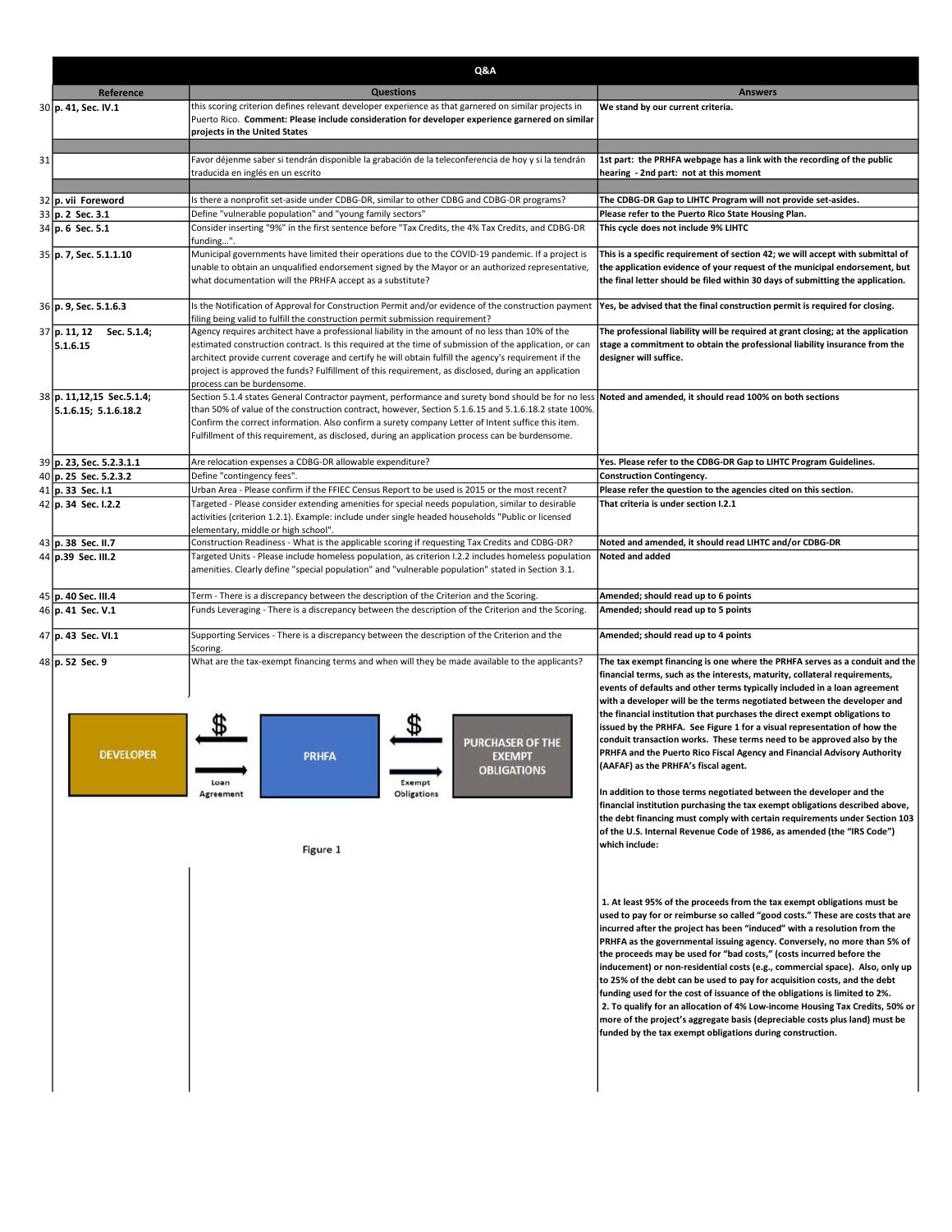| | Reference | Questions | Answers |
|---|---|---|---|
| 30 | **p. 41, Sec. IV.1** | this scoring criterion defines relevant developer experience as that garnered on similar projects in Puerto Rico. **Comment: Please include consideration for developer experience garnered on similar projects in the United States** | **We stand by our current criteria.** |
| | | | |
| 31 | | Favor déjenme saber si tendrán disponible la grabación de la teleconferencia de hoy y si la tendrán traducida en inglés en un escrito | **1st part: the PRHFA webpage has a link with the recording of the public hearing - 2nd part: not at this moment** |
| | | | |
| 32 | **p. vii Foreword** | Is there a nonprofit set-aside under CDBG-DR, similar to other CDBG and CDBG-DR programs? | **The CDBG-DR Gap to LIHTC Program will not provide set-asides.** |
| 33 | **p. 2 Sec. 3.1** | Define "vulnerable population" and "young family sectors" | **Please refer to the Puerto Rico State Housing Plan.** |
| 34 | **p. 6 Sec. 5.1** | Consider inserting "9%" in the first sentence before "Tax Credits, the 4% Tax Credits, and CDBG-DR funding…". | **This cycle does not include 9% LIHTC** |
| 35 | **p. 7, Sec. 5.1.1.10** | Municipal governments have limited their operations due to the COVID-19 pandemic. If a project is unable to obtain an unqualified endorsement signed by the Mayor or an authorized representative, what documentation will the PRHFA accept as a substitute? | **This is a specific requirement of section 42; we will accept with submittal of the application evidence of your request of the municipal endorsement, but the final letter should be filed within 30 days of submitting the application.** |
| 36 | **p. 9, Sec. 5.1.6.3** | Is the Notification of Approval for Construction Permit and/or evidence of the construction payment filing being valid to fulfill the construction permit submission requirement? | **Yes, be advised that the final construction permit is required for closing.** |
| 37 | **p. 11, 12 Sec. 5.1.4; 5.1.6.15** | Agency requires architect have a professional liability in the amount of no less than 10% of the estimated construction contract. Is this required at the time of submission of the application, or can architect provide current coverage and certify he will obtain fulfill the agency's requirement if the project is approved the funds? Fulfillment of this requirement, as disclosed, during an application process can be burdensome. | **The professional liability will be required at grant closing; at the application stage a commitment to obtain the professional liability insurance from the designer will suffice.** |
| 38 | **p. 11,12,15 Sec.5.1.4; 5.1.6.15; 5.1.6.18.2** | Section 5.1.4 states General Contractor payment, performance and surety bond should be for no less than 50% of value of the construction contract, however, Section 5.1.6.15 and 5.1.6.18.2 state 100%. Confirm the correct information. Also confirm a surety company Letter of Intent suffice this item. Fulfillment of this requirement, as disclosed, during an application process can be burdensome. | **Noted and amended, it should read 100% on both sections** |
| 39 | **p. 23, Sec. 5.2.3.1.1** | Are relocation expenses a CDBG-DR allowable expenditure? | **Yes. Please refer to the CDBG-DR Gap to LIHTC Program Guidelines.** |
| 40 | **p. 25 Sec. 5.2.3.2** | Define "contingency fees". | **Construction Contingency.** |
| 41 | **p. 33 Sec. I.1** | Urban Area - Please confirm if the FFIEC Census Report to be used is 2015 or the most recent? | **Please refer the question to the agencies cited on this section.** |
| 42 | **p. 34 Sec. I.2.2** | Targeted - Please consider extending amenities for special needs population, similar to desirable activities (criterion 1.2.1). Example: include under single headed households "Public or licensed elementary, middle or high school". | **That criteria is under section I.2.1** |
| 43 | **p. 38 Sec. II.7** | Construction Readiness - What is the applicable scoring if requesting Tax Credits and CDBG-DR? | **Noted and amended, it should read LIHTC and/or CDBG-DR** |
| 44 | **p.39 Sec. III.2** | Targeted Units - Please include homeless population, as criterion I.2.2 includes homeless population amenities. Clearly define "special population" and "vulnerable population" stated in Section 3.1. | **Noted and added** |
| 45 | **p. 40 Sec. III.4** | Term - There is a discrepancy between the description of the Criterion and the Scoring. | **Amended; should read up to 6 points** |
| 46 | **p. 41 Sec. V.1** | Funds Leveraging - There is a discrepancy between the description of the Criterion and the Scoring. | **Amended; should read up to 5 points** |
| 47 | **p. 43 Sec. VI.1** | Supporting Services - There is a discrepancy between the description of the Criterion and the Scoring. | **Amended; should read up to 4 points** |
| 48 | **p. 52 Sec. 9** | What are the tax-exempt financing terms and when will they be made available to the applicants? | **The tax exempt financing is one where the PRHFA serves as a conduit and the financial terms, such as the interests, maturity, collateral requirements, events of defaults and other terms typically included in a loan agreement with a developer will be the terms negotiated between the developer and the financial institution that purchases the direct exempt obligations to be issued by the PRHFA. See Figure 1 for a visual representation of how the conduit transaction works. These terms need to be approved also by the PRHFA and the Puerto Rico Fiscal Agency and Financial Advisory Authority (AAFAF) as the PRHFA's fiscal agent.**<br><br>**In addition to those terms negotiated between the developer and the financial institution purchasing the tax exempt obligations described above, the debt financing must comply with certain requirements under Section 103 of the U.S. Internal Revenue Code of 1986, as amended (the "IRS Code") which include:**<br><br>**1. At least 95% of the proceeds from the tax exempt obligations must be used to pay for or reimburse so called "good costs." These are costs that are incurred after the project has been "induced" with a resolution from the PRHFA as the governmental issuing agency. Conversely, no more than 5% of the proceeds may be used for "bad costs," (costs incurred before the inducement) or non-residential costs (e.g., commercial space). Also, only up to 25% of the debt can be used to pay for acquisition costs, and the debt funding used for the cost of issuance of the obligations is limited to 2%.**<br>**2. To qualify for an allocation of 4% Low-income Housing Tax Credits, 50% or more of the project's aggregate basis (depreciable costs plus land) must be funded by the tax exempt obligations during construction.** |

DEVELOPER ← $ ← PRHFA ← $ ← PURCHASER OF THE EXEMPT OBLIGATIONS

DEVELOPER → Loan Agreement → PRHFA → Exempt Obligations → PURCHASER OF THE EXEMPT OBLIGATIONS

Figure 1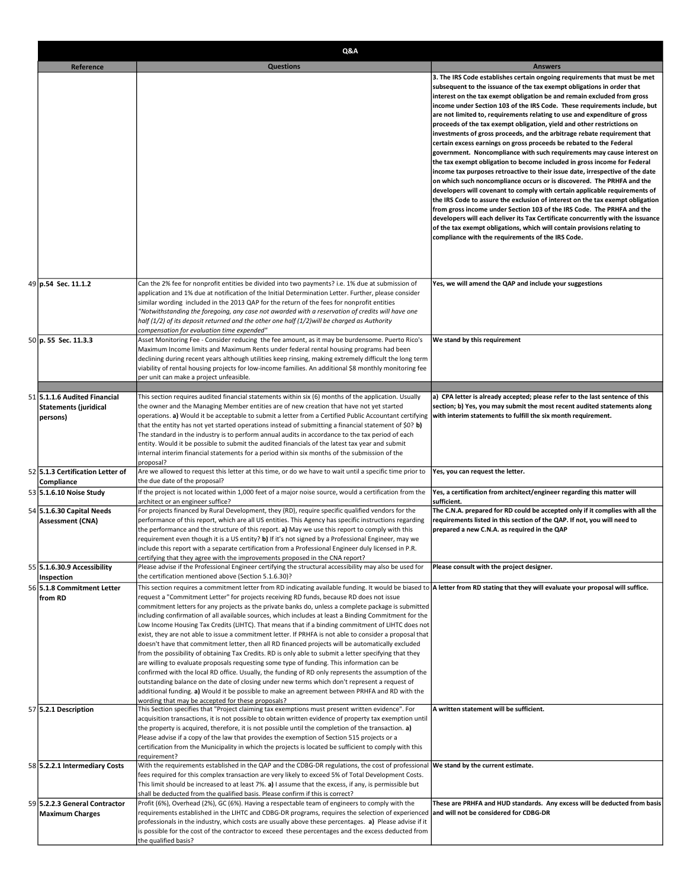| | Q&A | | |
|---|---|---|---|
| | **Reference** | **Questions** | **Answers** |
| | | | **3. The IRS Code establishes certain ongoing requirements that must be met subsequent to the issuance of the tax exempt obligations in order that interest on the tax exempt obligation be and remain excluded from gross income under Section 103 of the IRS Code. These requirements include, but are not limited to, requirements relating to use and expenditure of gross proceeds of the tax exempt obligation, yield and other restrictions on investments of gross proceeds, and the arbitrage rebate requirement that certain excess earnings on gross proceeds be rebated to the Federal government. Noncompliance with such requirements may cause interest on the tax exempt obligation to become included in gross income for Federal income tax purposes retroactive to their issue date, irrespective of the date on which such noncompliance occurs or is discovered. The PRHFA and the developers will covenant to comply with certain applicable requirements of the IRS Code to assure the exclusion of interest on the tax exempt obligation from gross income under Section 103 of the IRS Code. The PRHFA and the developers will each deliver its Tax Certificate concurrently with the issuance of the tax exempt obligations, which will contain provisions relating to compliance with the requirements of the IRS Code.** |
| 49 | **p.54 Sec. 11.1.2** | Can the 2% fee for nonprofit entities be divided into two payments? i.e. 1% due at submission of application and 1% due at notification of the Initial Determination Letter. Further, please consider similar wording included in the 2013 QAP for the return of the fees for nonprofit entities *"Notwithstanding the foregoing, any case not awarded with a reservation of credits will have one half (1/2) of its deposit returned and the other one half (1/2)will be charged as Authority compensation for evaluation time expended"* | **Yes, we will amend the QAP and include your suggestions** |
| 50 | **p. 55 Sec. 11.3.3** | Asset Monitoring Fee - Consider reducing the fee amount, as it may be burdensome. Puerto Rico's Maximum Income limits and Maximum Rents under federal rental housing programs had been declining during recent years although utilities keep rinsing, making extremely difficult the long term viability of rental housing projects for low-income families. An additional $8 monthly monitoring fee per unit can make a project unfeasible. | **We stand by this requirement** |
| | | | |
| 51 | **5.1.1.6 Audited Financial Statements (juridical persons)** | This section requires audited financial statements within six (6) months of the application. Usually the owner and the Managing Member entities are of new creation that have not yet started operations. **a)** Would it be acceptable to submit a letter from a Certified Public Accountant certifying that the entity has not yet started operations instead of submitting a financial statement of $0? **b)** The standard in the industry is to perform annual audits in accordance to the tax period of each entity. Would it be possible to submit the audited financials of the latest tax year and submit internal interim financial statements for a period within six months of the submission of the proposal? | **a) CPA letter is already accepted; please refer to the last sentence of this section; b) Yes, you may submit the most recent audited statements along with interim statements to fulfill the six month requirement.** |
| 52 | **5.1.3 Certification Letter of Compliance** | Are we allowed to request this letter at this time, or do we have to wait until a specific time prior to the due date of the proposal? | **Yes, you can request the letter.** |
| 53 | **5.1.6.10 Noise Study** | If the project is not located within 1,000 feet of a major noise source, would a certification from the architect or an engineer suffice? | **Yes, a certification from architect/engineer regarding this matter will sufficient.** |
| 54 | **5.1.6.30 Capital Needs Assessment (CNA)** | For projects financed by Rural Development, they (RD), require specific qualified vendors for the performance of this report, which are all US entities. This Agency has specific instructions regarding the performance and the structure of this report. **a)** May we use this report to comply with this requirement even though it is a US entity? **b)** If it's not signed by a Professional Engineer, may we include this report with a separate certification from a Professional Engineer duly licensed in P.R. certifying that they agree with the improvements proposed in the CNA report? | **The C.N.A. prepared for RD could be accepted only if it complies with all the requirements listed in this section of the QAP. If not, you will need to prepared a new C.N.A. as required in the QAP** |
| 55 | **5.1.6.30.9 Accessibility Inspection** | Please advise if the Professional Engineer certifying the structural accessibility may also be used for the certification mentioned above (Section 5.1.6.30)? | **Please consult with the project designer.** |
| 56 | **5.1.8 Commitment Letter from RD** | This section requires a commitment letter from RD indicating available funding. It would be biased to request a "Commitment Letter" for projects receiving RD funds, because RD does not issue commitment letters for any projects as the private banks do, unless a complete package is submitted including confirmation of all available sources, which includes at least a Binding Commitment for the Low Income Housing Tax Credits (LIHTC). That means that if a binding commitment of LIHTC does not exist, they are not able to issue a commitment letter. If PRHFA is not able to consider a proposal that doesn't have that commitment letter, then all RD financed projects will be automatically excluded from the possibility of obtaining Tax Credits. RD is only able to submit a letter specifying that they are willing to evaluate proposals requesting some type of funding. This information can be confirmed with the local RD office. Usually, the funding of RD only represents the assumption of the outstanding balance on the date of closing under new terms which don't represent a request of additional funding. **a)** Would it be possible to make an agreement between PRHFA and RD with the wording that may be accepted for these proposals? | **A letter from RD stating that they will evaluate your proposal will suffice.** |
| 57 | **5.2.1 Description** | This Section specifies that "Project claiming tax exemptions must present written evidence". For acquisition transactions, it is not possible to obtain written evidence of property tax exemption until the property is acquired, therefore, it is not possible until the completion of the transaction. **a)** Please advise if a copy of the law that provides the exemption of Section 515 projects or a certification from the Municipality in which the projects is located be sufficient to comply with this requirement? | **A written statement will be sufficient.** |
| 58 | **5.2.2.1 Intermediary Costs** | With the requirements established in the QAP and the CDBG-DR regulations, the cost of professional fees required for this complex transaction are very likely to exceed 5% of Total Development Costs. This limit should be increased to at least 7%. **a)** I assume that the excess, if any, is permissible but shall be deducted from the qualified basis. Please confirm if this is correct? | **We stand by the current estimate.** |
| 59 | **5.2.2.3 General Contractor Maximum Charges** | Profit (6%), Overhead (2%), GC (6%). Having a respectable team of engineers to comply with the requirements established in the LIHTC and CDBG-DR programs, requires the selection of experienced professionals in the industry, which costs are usually above these percentages. **a)** Please advise if it is possible for the cost of the contractor to exceed these percentages and the excess deducted from the qualified basis? | **These are PRHFA and HUD standards. Any excess will be deducted from basis and will not be considered for CDBG-DR** |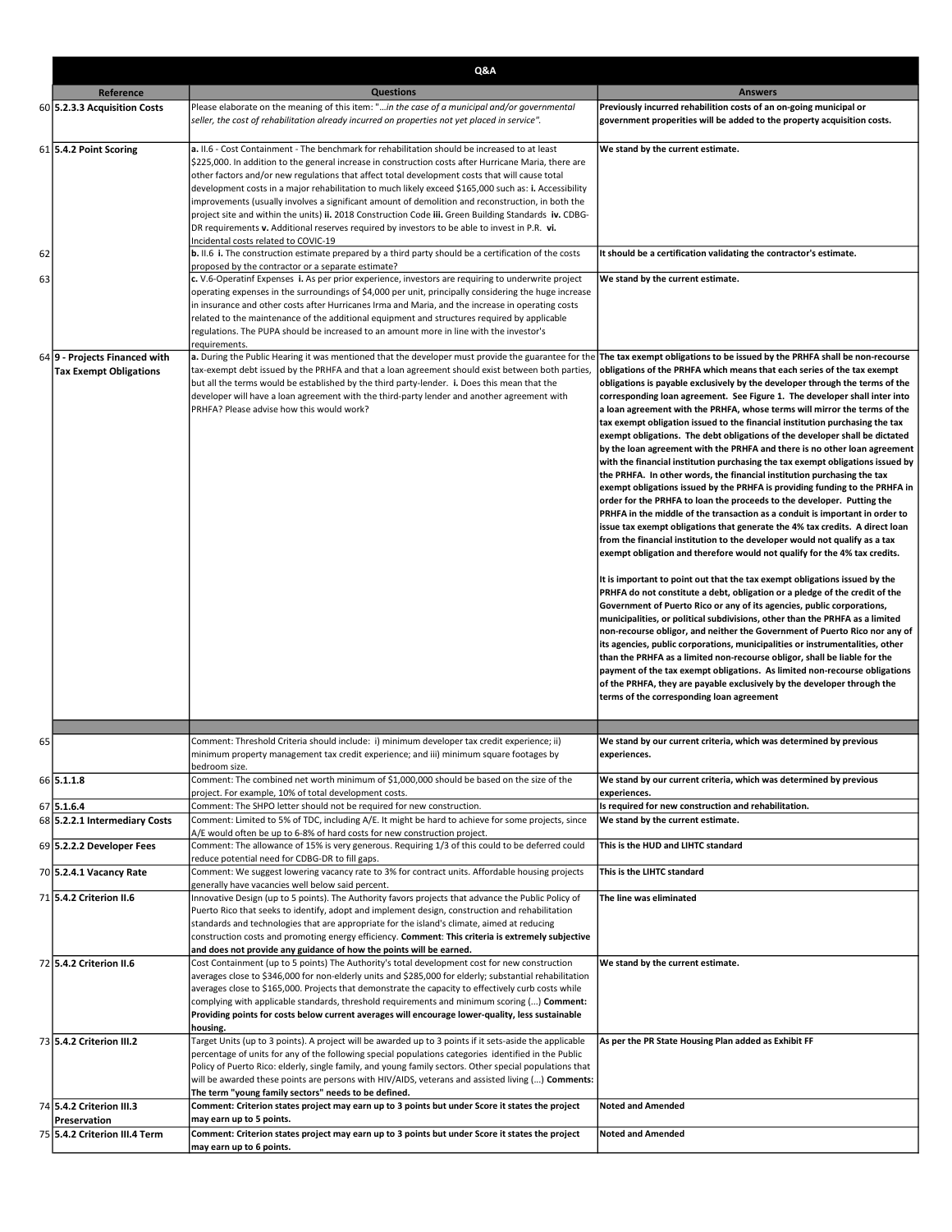| | Q&A | | |
|---|---|---|---|
| | **Reference** | **Questions** | **Answers** |
| 60 | **5.2.3.3 Acquisition Costs** | Please elaborate on the meaning of this item: "*...in the case of a municipal and/or governmental seller, the cost of rehabilitation already incurred on properties not yet placed in service".* | **Previously incurred rehabilition costs of an on-going municipal or government properities will be added to the property acquisition costs.** |
| 61 | **5.4.2 Point Scoring** | **a.** II.6 - Cost Containment - The benchmark for rehabilitation should be increased to at least $225,000. In addition to the general increase in construction costs after Hurricane Maria, there are other factors and/or new regulations that affect total development costs that will cause total development costs in a major rehabilitation to much likely exceed $165,000 such as: **i.** Accessibility improvements (usually involves a significant amount of demolition and reconstruction, in both the project site and within the units) **ii.** 2018 Construction Code **iii.** Green Building Standards **iv.** CDBG-DR requirements **v.** Additional reserves required by investors to be able to invest in P.R. **vi.** Incidental costs related to COVIC-19 | **We stand by the current estimate.** |
| 62 | | **b.** II.6 **i.** The construction estimate prepared by a third party should be a certification of the costs proposed by the contractor or a separate estimate? | **It should be a certification validating the contractor's estimate.** |
| 63 | | **c.** V.6-Operatinf Expenses **i.** As per prior experience, investors are requiring to underwrite project operating expenses in the surroundings of $4,000 per unit, principally considering the huge increase in insurance and other costs after Hurricanes Irma and Maria, and the increase in operating costs related to the maintenance of the additional equipment and structures required by applicable regulations. The PUPA should be increased to an amount more in line with the investor's requirements. | **We stand by the current estimate.** |
| 64 | **9 - Projects Financed with Tax Exempt Obligations** | **a.** During the Public Hearing it was mentioned that the developer must provide the guarantee for the tax-exempt debt issued by the PRHFA and that a loan agreement should exist between both parties, but all the terms would be established by the third party-lender. **i.** Does this mean that the developer will have a loan agreement with the third-party lender and another agreement with PRHFA? Please advise how this would work? | **The tax exempt obligations to be issued by the PRHFA shall be non-recourse obligations of the PRHFA which means that each series of the tax exempt obligations is payable exclusively by the developer through the terms of the corresponding loan agreement. See Figure 1. The developer shall inter into a loan agreement with the PRHFA, whose terms will mirror the terms of the tax exempt obligation issued to the financial institution purchasing the tax exempt obligations. The debt obligations of the developer shall be dictated by the loan agreement with the PRHFA and there is no other loan agreement with the financial institution purchasing the tax exempt obligations issued by the PRHFA. In other words, the financial institution purchasing the tax exempt obligations issued by the PRHFA is providing funding to the PRHFA in order for the PRHFA to loan the proceeds to the developer. Putting the PRHFA in the middle of the transaction as a conduit is important in order to issue tax exempt obligations that generate the 4% tax credits. A direct loan from the financial institution to the developer would not qualify as a tax exempt obligation and therefore would not qualify for the 4% tax credits.**<br><br>**It is important to point out that the tax exempt obligations issued by the PRHFA do not constitute a debt, obligation or a pledge of the credit of the Government of Puerto Rico or any of its agencies, public corporations, municipalities, or political subdivisions, other than the PRHFA as a limited non-recourse obligor, and neither the Government of Puerto Rico nor any of its agencies, public corporations, municipalities or instrumentalities, other than the PRHFA as a limited non-recourse obligor, shall be liable for the payment of the tax exempt obligations. As limited non-recourse obligations of the PRHFA, they are payable exclusively by the developer through the terms of the corresponding loan agreement** |
| | | | |
| 65 | | Comment: Threshold Criteria should include: i) minimum developer tax credit experience; ii) minimum property management tax credit experience; and iii) minimum square footages by bedroom size. | **We stand by our current criteria, which was determined by previous experiences.** |
| 66 | **5.1.1.8** | Comment: The combined net worth minimum of $1,000,000 should be based on the size of the project. For example, 10% of total development costs. | **We stand by our current criteria, which was determined by previous experiences.** |
| 67 | **5.1.6.4** | Comment: The SHPO letter should not be required for new construction. | **Is required for new construction and rehabilitation.** |
| 68 | **5.2.2.1 Intermediary Costs** | Comment: Limited to 5% of TDC, including A/E. It might be hard to achieve for some projects, since A/E would often be up to 6-8% of hard costs for new construction project. | **We stand by the current estimate.** |
| 69 | **5.2.2.2 Developer Fees** | Comment: The allowance of 15% is very generous. Requiring 1/3 of this could to be deferred could reduce potential need for CDBG-DR to fill gaps. | **This is the HUD and LIHTC standard** |
| 70 | **5.2.4.1 Vacancy Rate** | Comment: We suggest lowering vacancy rate to 3% for contract units. Affordable housing projects generally have vacancies well below said percent. | **This is the LIHTC standard** |
| 71 | **5.4.2 Criterion II.6** | Innovative Design (up to 5 points). The Authority favors projects that advance the Public Policy of Puerto Rico that seeks to identify, adopt and implement design, construction and rehabilitation standards and technologies that are appropriate for the island's climate, aimed at reducing construction costs and promoting energy efficiency. **Comment: This criteria is extremely subjective and does not provide any guidance of how the points will be earned.** | **The line was eliminated** |
| 72 | **5.4.2 Criterion II.6** | Cost Containment (up to 5 points) The Authority's total development cost for new construction averages close to $346,000 for non-elderly units and $285,000 for elderly; substantial rehabilitation averages close to $165,000. Projects that demonstrate the capacity to effectively curb costs while complying with applicable standards, threshold requirements and minimum scoring (...) **Comment: Providing points for costs below current averages will encourage lower-quality, less sustainable housing.** | **We stand by the current estimate.** |
| 73 | **5.4.2 Criterion III.2** | Target Units (up to 3 points). A project will be awarded up to 3 points if it sets-aside the applicable percentage of units for any of the following special populations categories identified in the Public Policy of Puerto Rico: elderly, single family, and young family sectors. Other special populations that will be awarded these points are persons with HIV/AIDS, veterans and assisted living (...) **Comments: The term "young family sectors" needs to be defined.** | **As per the PR State Housing Plan added as Exhibit FF** |
| 74 | **5.4.2 Criterion III.3 Preservation** | **Comment: Criterion states project may earn up to 3 points but under Score it states the project may earn up to 5 points.** | **Noted and Amended** |
| 75 | **5.4.2 Criterion III.4 Term** | **Comment: Criterion states project may earn up to 3 points but under Score it states the project may earn up to 6 points.** | **Noted and Amended** |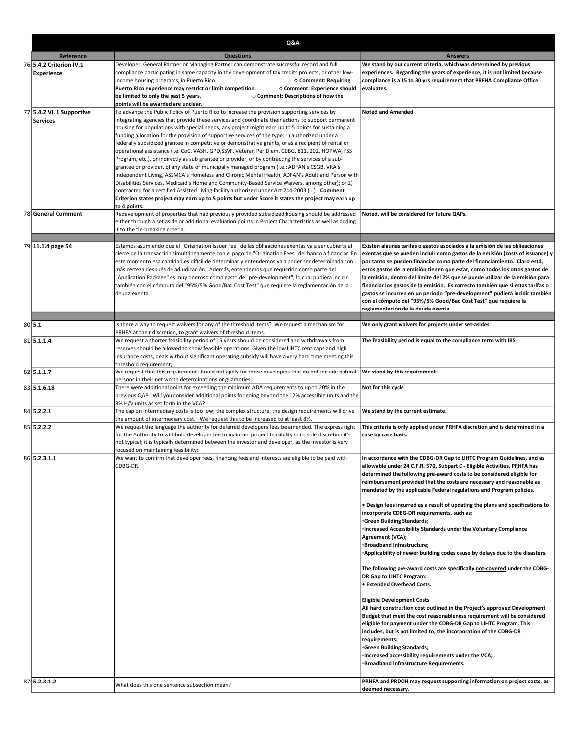| | Reference | Questions | Answers |
|---|---|---|---|
| | | **Q&A** | |
| 76 | **5.4.2 Criterion IV.1 Experience** | Developer, General Partner or Managing Partner can demonstrate successful record and full compliance participating in same capacity in the development of tax credits projects, or other low-income housing programs, in Puerto Rico. ○ **Comment: Requiring Puerto Rico experience may restrict or limit competition**. ○ **Comment: Experience should be limited to only the past 5 years**. ○ **Comment: Descriptions of how the points will be awarded are unclear.** | **We stand by our current criteria, which was determined by previous experiences. Regarding the years of experience, it is not limited because compliance is a 15 to 30 yrs requirement that PRFHA Compliance Office evaluates.** |
| 77 | **5.4.2 VI. 1 Supportive Services** | To advance the Public Policy of Puerto Rico to increase the provision supporting services by integrating agencies that provide these services and coordinate their actions to support permanent housing for populations with special needs, any project might earn up to 5 points for sustaining a funding allocation for the provision of supportive services of the type: 1) authorized under a federally subsidized grantee in competitive or demonstrative grants, or as a recipient of rental or operational assistance (i.e. CoC, VASH, GPD,SSVF, Veteran Per Diem, CDBG, 811, 202, HOPWA, FSS Program, etc.), or indirectly as sub grantee or provider, or by contracting the services of a sub-grantee or provider, of any state or municipally managed program (i.e.: ADFAN's CSGB, VRA's Independent Living, ASSMCA's Homeless and Chronic Mental Health, ADFAN's Adult and Person with Disabilities Services, Medicaid's Home and Community-Based Service Waivers, among other); or 2) contracted for a certified Assisted Living facility authorized under Act 244-2003 (...) **Comment: Criterion states project may earn up to 5 points but under Score it states the project may earn up to 4 points.** | **Noted and Amended** |
| 78 | **General Comment** | Redevelopment of properties that had previously provided subsidized housing should be addressed either through a set aside or additional evaluation points in Project Characteristics as well as adding it to the tie-breaking criteria. | **Noted, will be considered for future QAPs.** |
| | | | |
| 79 | **11.1.4 page 54** | Estamos asumiendo que el "Origination Issuer Fee" de las obligaciones exentas va a ser cubierta al cierre de la transacción simultáneamente con el pago de "Origination Fees" del banco a financiar. En este momento esa cantidad es difícil de determinar y entendemos va a poder ser determinada con más certeza después de adjudicación. Además, entendemos que requerirlo como parte del "Application Package" es muy oneroso como gasto de "pre-development", lo cual pudiera incidir también con el cómputo del "95%/5% Good/Bad Cost Test" que requiere la reglamentación de la deuda exenta. | **Existen algunas tarifas o gastos asociados a la emisión de las obligaciones exentas que se pueden incluir como gastos de la emisión (costs of issuance) y por tanto se pueden financiar como parte del financiamiento. Claro está, estos gastos de la emisión tienen que estar, como todos los otros gastos de la emisión, dentro del límite del 2% que se puede utilizar de la emisión para financiar los gastos de la emisión. Es correcto también que si estas tarifas o gastos se incurren en un periodo "pre-development" pudiera incidir también con el cómputo del "95%/5% Good/Bad Cost Test" que requiere la reglamentación de la deuda exenta.** |
| | | | |
| 80 | **5.1** | Is there a way to request waivers for any of the threshold items? We request a mechanism for PRHFA at their discretion, to grant waivers of threshold items. | **We only grant waivers for projects under set-asides** |
| 81 | **5.1.1.4** | We request a shorter feasibility period of 15 years should be considered and withdrawals from reserves should be allowed to show feasible operations. Given the low LIHTC rent caps and high insurance costs, deals without significant operating subsidy will have a very hard time meeting this threshold requirement; | **The feasibility period is equal to the compliance term with IRS** |
| 82 | **5.1.1.7** | We request that this requirement should not apply for those developers that do not include natural persons in their net worth determinations or guaranties; | **We stand by this requirement** |
| 83 | **5.1.6.18** | There were additional point for exceeding the minimum ADA requirements to up to 20% in the previous QAP. Will you consider additional points for going beyond the 12% accessible units and the 3% H/V units as set forth in the VCA? | **Not for this cycle** |
| 84 | **5.2.2.1** | The cap on intermediary costs is too low; the complex structure, the design requirements will drive the amount of intermediary cost. We request this to be increased to at least 8%. | **We stand by the current estimate.** |
| 85 | **5.2.2.2** | We request the language the authority for deferred developers fees be amended. The express right for the Authority to withhold developer fee to maintain project feasibility in its sole discretion it's not typical; it is typically determined between the investor and developer, as the investor is very focused on maintaining feasibility; | **This criteria is only applied under PRHFA discretion and is determined in a case by case basis.** |
| 86 | **5.2.3.1.1** | We want to confirm that developer fees, financing fees and interests are eligible to be paid with CDBG-DR. | **In accordance with the CDBG-DR Gap to LIHTC Program Guidelines, and as allowable under 24 C.F.R. 570, Subpart C - Eligible Activities, PRFHA has determined the following pre-award costs to be considered eligible for reimbursement provided that the costs are necessary and reasonable as mandated by the applicable Federal regulations and Program policies.**<br><br>**• Design fees incurred as a result of updating the plans and specifications to incorporate CDBG-DR requirements, such as:**<br>**◦Green Building Standards;**<br>**◦Increased Accessibility Standards under the Voluntary Compliance Agreement (VCA);**<br>**◦Broadband Infrastructure;**<br>**◦Applicability of newer building codes cause by delays due to the disasters.**<br><br>**The following pre-award costs are specifically <u>not-covered</u> under the CDBG-DR Gap to LIHTC Program:**<br>**• Extended Overhead Costs.**<br><br>**Eligible Development Costs**<br>**All hard construction cost outlined in the Project's approved Development Budget that meet the cost reasonableness requirement will be considered eligible for payment under the CDBG-DR Gap to LIHTC Program. This includes, but is not limited to, the incorporation of the CDBG-DR requirements:**<br>**◦Green Building Standards;**<br>**◦Increased accessibility requirements under the VCA;**<br>**◦Broadband Infrastructure Requirements.** |
| 87 | **5.2.3.1.2** | What does this one sentence subsection mean? | **PRHFA and PRDOH may request supporting information on project costs, as deemed necessary.** |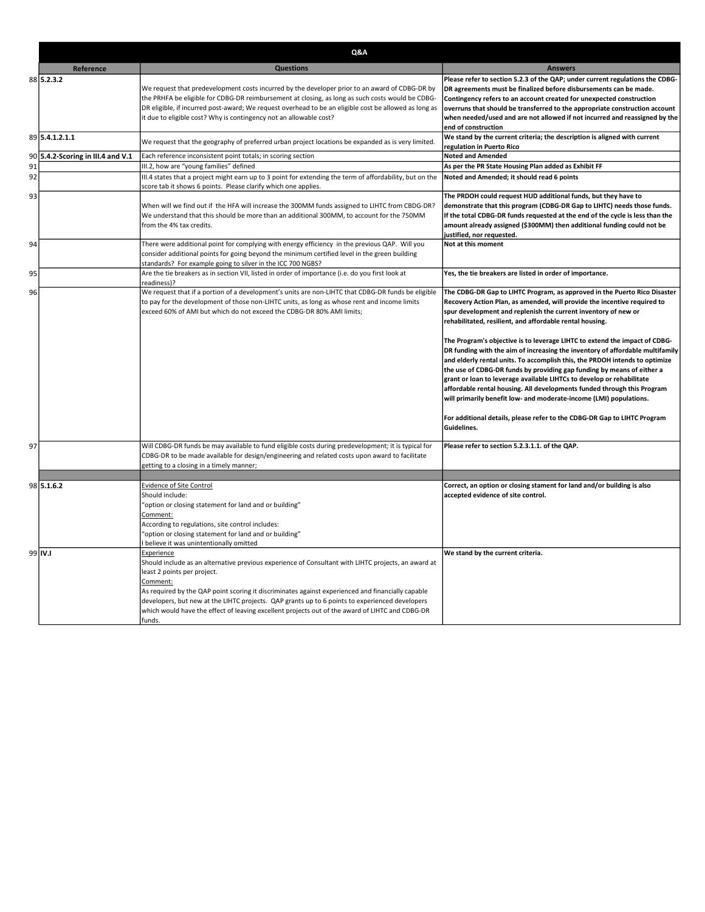| | Q&A | | |
|---|---|---|---|
| | **Reference** | **Questions** | **Answers** |
| 88 | **5.2.3.2** | We request that predevelopment costs incurred by the developer prior to an award of CDBG-DR by the PRHFA be eligible for CDBG-DR reimbursement at closing, as long as such costs would be CDBG-DR eligible, if incurred post-award; We request overhead to be an eligible cost be allowed as long as it due to eligible cost? Why is contingency not an allowable cost? | **Please refer to section 5.2.3 of the QAP; under current regulations the CDBG-DR agreements must be finalized before disbursements can be made. Contingency refers to an account created for unexpected construction overruns that should be transferred to the appropriate construction account when needed/used and are not allowed if not incurred and reassigned by the end of construction** |
| 89 | **5.4.1.2.1.1** | We request that the geography of preferred urban project locations be expanded as is very limited. | **We stand by the current criteria; the description is aligned with current regulation in Puerto Rico** |
| 90 | **5.4.2-Scoring in III.4 and V.1** | Each reference inconsistent point totals; in scoring section | **Noted and Amended** |
| 91 | | III.2, how are "young families" defined | **As per the PR State Housing Plan added as Exhibit FF** |
| 92 | | III.4 states that a project might earn up to 3 point for extending the term of affordability, but on the score tab it shows 6 points. Please clarify which one applies. | **Noted and Amended; it should read 6 points** |
| 93 | | When will we find out if the HFA will increase the 300MM funds assigned to LIHTC from CBDG-DR? We understand that this should be more than an additional 300MM, to account for the 750MM from the 4% tax credits. | **The PRDOH could request HUD additional funds, but they have to demonstrate that this program (CDBG-DR Gap to LIHTC) needs those funds. If the total CDBG-DR funds requested at the end of the cycle is less than the amount already assigned ($300MM) then additional funding could not be justified, nor requested.** |
| 94 | | There were additional point for complying with energy efficiency in the previous QAP. Will you consider additional points for going beyond the minimum certified level in the green building standards? For example going to silver in the ICC 700 NGBS? | **Not at this moment** |
| 95 | | Are the tie breakers as in section VII, listed in order of importance (i.e. do you first look at readiness)? | **Yes, the tie breakers are listed in order of importance.** |
| 96 | | We request that if a portion of a development's units are non-LIHTC that CDBG-DR funds be eligible to pay for the development of those non-LIHTC units, as long as whose rent and income limits exceed 60% of AMI but which do not exceed the CDBG-DR 80% AMI limits; | **The CDBG-DR Gap to LIHTC Program, as approved in the Puerto Rico Disaster Recovery Action Plan, as amended, will provide the incentive required to spur development and replenish the current inventory of new or rehabilitated, resilient, and affordable rental housing.**<br><br>**The Program's objective is to leverage LIHTC to extend the impact of CDBG-DR funding with the aim of increasing the inventory of affordable multifamily and elderly rental units. To accomplish this, the PRDOH intends to optimize the use of CDBG-DR funds by providing gap funding by means of either a grant or loan to leverage available LIHTCs to develop or rehabilitate affordable rental housing. All developments funded through this Program will primarily benefit low- and moderate-income (LMI) populations.**<br><br>**For additional details, please refer to the CDBG-DR Gap to LIHTC Program Guidelines.** |
| 97 | | Will CDBG-DR funds be may available to fund eligible costs during predevelopment; it is typical for CDBG-DR to be made available for design/engineering and related costs upon award to facilitate getting to a closing in a timely manner; | **Please refer to section 5.2.3.1.1. of the QAP.** |
| | | | |
| 98 | **5.1.6.2** | Evidence of Site Control<br>Should include:<br>"option or closing statement for land and or building"<br>Comment:<br>According to regulations, site control includes:<br>"option or closing statement for land and or building"<br>I believe it was unintentionally omitted | **Correct, an option or closing stament for land and/or building is also accepted evidence of site control.** |
| 99 | **IV.I** | Experience<br>Should include as an alternative previous experience of Consultant with LIHTC projects, an award at least 2 points per project.<br>Comment:<br>As required by the QAP point scoring it discriminates against experienced and financially capable developers, but new at the LIHTC projects. QAP grants up to 6 points to experienced developers which would have the effect of leaving excellent projects out of the award of LIHTC and CDBG-DR funds. | **We stand by the current criteria.** |